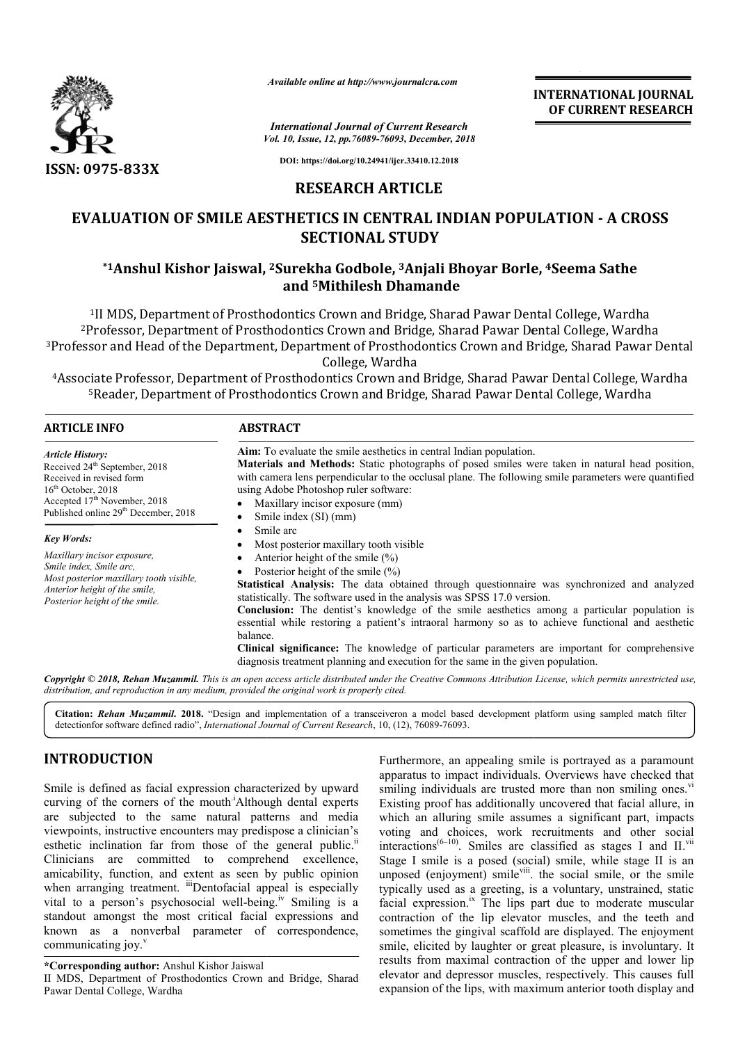*Available online at http://www.journalcra.com*

*International Journal of Current Research*
*Vol. 10, Issue, 12, pp.76089-76093, December, 2018*

**DOI: https://doi.org/10.24941/ijcr.33410.12.2018**

**INTERNATIONAL JOURNAL OF CURRENT RESEARCH**

**ISSN: 0975-833X**

## RESEARCH ARTICLE

# EVALUATION OF SMILE AESTHETICS IN CENTRAL INDIAN POPULATION - A CROSS SECTIONAL STUDY

**\*1Anshul Kishor Jaiswal, 2Surekha Godbole, 3Anjali Bhoyar Borle, 4Seema Sathe and 5Mithilesh Dhamande**

[1]II MDS, Department of Prosthodontics Crown and Bridge, Sharad Pawar Dental College, Wardha
[2]Professor, Department of Prosthodontics Crown and Bridge, Sharad Pawar Dental College, Wardha
[3]Professor and Head of the Department, Department of Prosthodontics Crown and Bridge, Sharad Pawar Dental College, Wardha
[4]Associate Professor, Department of Prosthodontics Crown and Bridge, Sharad Pawar Dental College, Wardha
[5]Reader, Department of Prosthodontics Crown and Bridge, Sharad Pawar Dental College, Wardha

### ARTICLE INFO

*Article History:*
Received 24th September, 2018
Received in revised form
16th October, 2018
Accepted 17th November, 2018
Published online 29th December, 2018

*Key Words:*
Maxillary incisor exposure, Smile index, Smile arc, Most posterior maxillary tooth visible, Anterior height of the smile, Posterior height of the smile.

### ABSTRACT

**Aim:** To evaluate the smile aesthetics in central Indian population.

**Materials and Methods:** Static photographs of posed smiles were taken in natural head position, with camera lens perpendicular to the occlusal plane. The following smile parameters were quantified using Adobe Photoshop ruler software:

- Maxillary incisor exposure (mm)
- Smile index (SI) (mm)
- Smile arc
- Most posterior maxillary tooth visible
- Anterior height of the smile (%)
- Posterior height of the smile (%)

**Statistical Analysis:** The data obtained through questionnaire was synchronized and analyzed statistically. The software used in the analysis was SPSS 17.0 version.

**Conclusion:** The dentist's knowledge of the smile aesthetics among a particular population is essential while restoring a patient's intraoral harmony so as to achieve functional and aesthetic balance.

**Clinical significance:** The knowledge of particular parameters are important for comprehensive diagnosis treatment planning and execution for the same in the given population.

***Copyright © 2018, Rehan Muzammil.*** *This is an open access article distributed under the Creative Commons Attribution License, which permits unrestricted use, distribution, and reproduction in any medium, provided the original work is properly cited.*

**Citation:** ***Rehan Muzammil.*** **2018.** "Design and implementation of a transceiveron a model based development platform using sampled match filter detectionfor software defined radio", *International Journal of Current Research*, 10, (12), 76089-76093.

## INTRODUCTION

Smile is defined as facial expression characterized by upward curving of the corners of the mouth[i]Although dental experts are subjected to the same natural patterns and media viewpoints, instructive encounters may predispose a clinician's esthetic inclination far from those of the general public.[ii] Clinicians are committed to comprehend excellence, amicability, function, and extent as seen by public opinion when arranging treatment. [iii]Dentofacial appeal is especially vital to a person's psychosocial well-being.[iv] Smiling is a standout amongst the most critical facial expressions and known as a nonverbal parameter of correspondence, communicating joy.[v]

Furthermore, an appealing smile is portrayed as a paramount apparatus to impact individuals. Overviews have checked that smiling individuals are trusted more than non smiling ones.[vi] Existing proof has additionally uncovered that facial allure, in which an alluring smile assumes a significant part, impacts voting and choices, work recruitments and other social interactions[(6–10)]. Smiles are classified as stages I and II.[vii] Stage I smile is a posed (social) smile, while stage II is an unposed (enjoyment) smile[viii]. the social smile, or the smile typically used as a greeting, is a voluntary, unstrained, static facial expression.[ix] The lips part due to moderate muscular contraction of the lip elevator muscles, and the teeth and sometimes the gingival scaffold are displayed. The enjoyment smile, elicited by laughter or great pleasure, is involuntary. It results from maximal contraction of the upper and lower lip elevator and depressor muscles, respectively. This causes full expansion of the lips, with maximum anterior tooth display and

**\*Corresponding author:** Anshul Kishor Jaiswal
II MDS, Department of Prosthodontics Crown and Bridge, Sharad Pawar Dental College, Wardha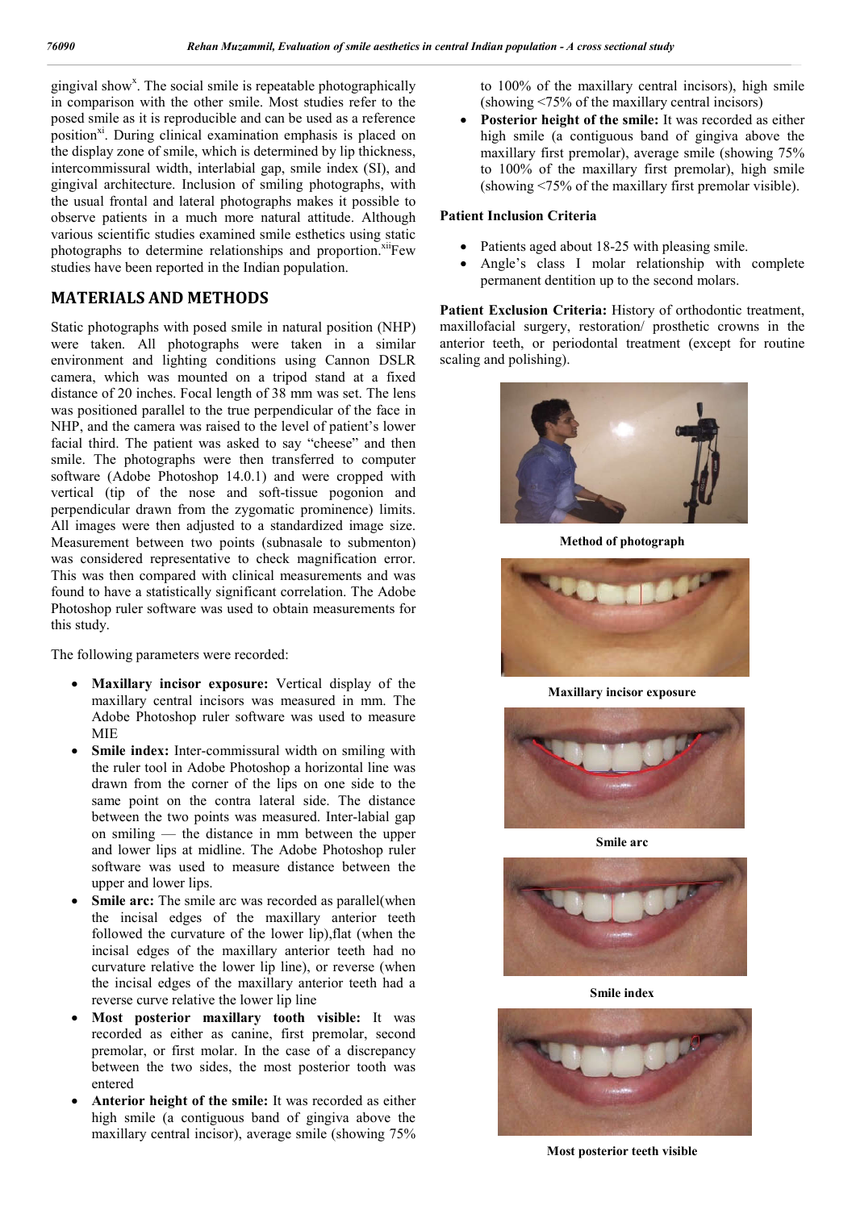gingival show[x]. The social smile is repeatable photographically in comparison with the other smile. Most studies refer to the posed smile as it is reproducible and can be used as a reference position[xi]. During clinical examination emphasis is placed on the display zone of smile, which is determined by lip thickness, intercommissural width, interlabial gap, smile index (SI), and gingival architecture. Inclusion of smiling photographs, with the usual frontal and lateral photographs makes it possible to observe patients in a much more natural attitude. Although various scientific studies examined smile esthetics using static photographs to determine relationships and proportion.[xii]Few studies have been reported in the Indian population.

## MATERIALS AND METHODS

Static photographs with posed smile in natural position (NHP) were taken. All photographs were taken in a similar environment and lighting conditions using Cannon DSLR camera, which was mounted on a tripod stand at a fixed distance of 20 inches. Focal length of 38 mm was set. The lens was positioned parallel to the true perpendicular of the face in NHP, and the camera was raised to the level of patient's lower facial third. The patient was asked to say "cheese" and then smile. The photographs were then transferred to computer software (Adobe Photoshop 14.0.1) and were cropped with vertical (tip of the nose and soft-tissue pogonion and perpendicular drawn from the zygomatic prominence) limits. All images were then adjusted to a standardized image size. Measurement between two points (subnasale to submenton) was considered representative to check magnification error. This was then compared with clinical measurements and was found to have a statistically significant correlation. The Adobe Photoshop ruler software was used to obtain measurements for this study.

The following parameters were recorded:

- **Maxillary incisor exposure:** Vertical display of the maxillary central incisors was measured in mm. The Adobe Photoshop ruler software was used to measure MIE
- **Smile index:** Inter-commissural width on smiling with the ruler tool in Adobe Photoshop a horizontal line was drawn from the corner of the lips on one side to the same point on the contra lateral side. The distance between the two points was measured. Inter-labial gap on smiling — the distance in mm between the upper and lower lips at midline. The Adobe Photoshop ruler software was used to measure distance between the upper and lower lips.
- **Smile arc:** The smile arc was recorded as parallel(when the incisal edges of the maxillary anterior teeth followed the curvature of the lower lip),flat (when the incisal edges of the maxillary anterior teeth had no curvature relative the lower lip line), or reverse (when the incisal edges of the maxillary anterior teeth had a reverse curve relative the lower lip line
- **Most posterior maxillary tooth visible:** It was recorded as either as canine, first premolar, second premolar, or first molar. In the case of a discrepancy between the two sides, the most posterior tooth was entered
- **Anterior height of the smile:** It was recorded as either high smile (a contiguous band of gingiva above the maxillary central incisor), average smile (showing 75% to 100% of the maxillary central incisors), high smile (showing <75% of the maxillary central incisors)
- **Posterior height of the smile:** It was recorded as either high smile (a contiguous band of gingiva above the maxillary first premolar), average smile (showing 75% to 100% of the maxillary first premolar), high smile (showing <75% of the maxillary first premolar visible).

**Patient Inclusion Criteria**

- Patients aged about 18-25 with pleasing smile.
- Angle's class I molar relationship with complete permanent dentition up to the second molars.

**Patient Exclusion Criteria:** History of orthodontic treatment, maxillofacial surgery, restoration/ prosthetic crowns in the anterior teeth, or periodontal treatment (except for routine scaling and polishing).

**Method of photograph**

**Maxillary incisor exposure**

**Smile arc**

**Smile index**

**Most posterior teeth visible**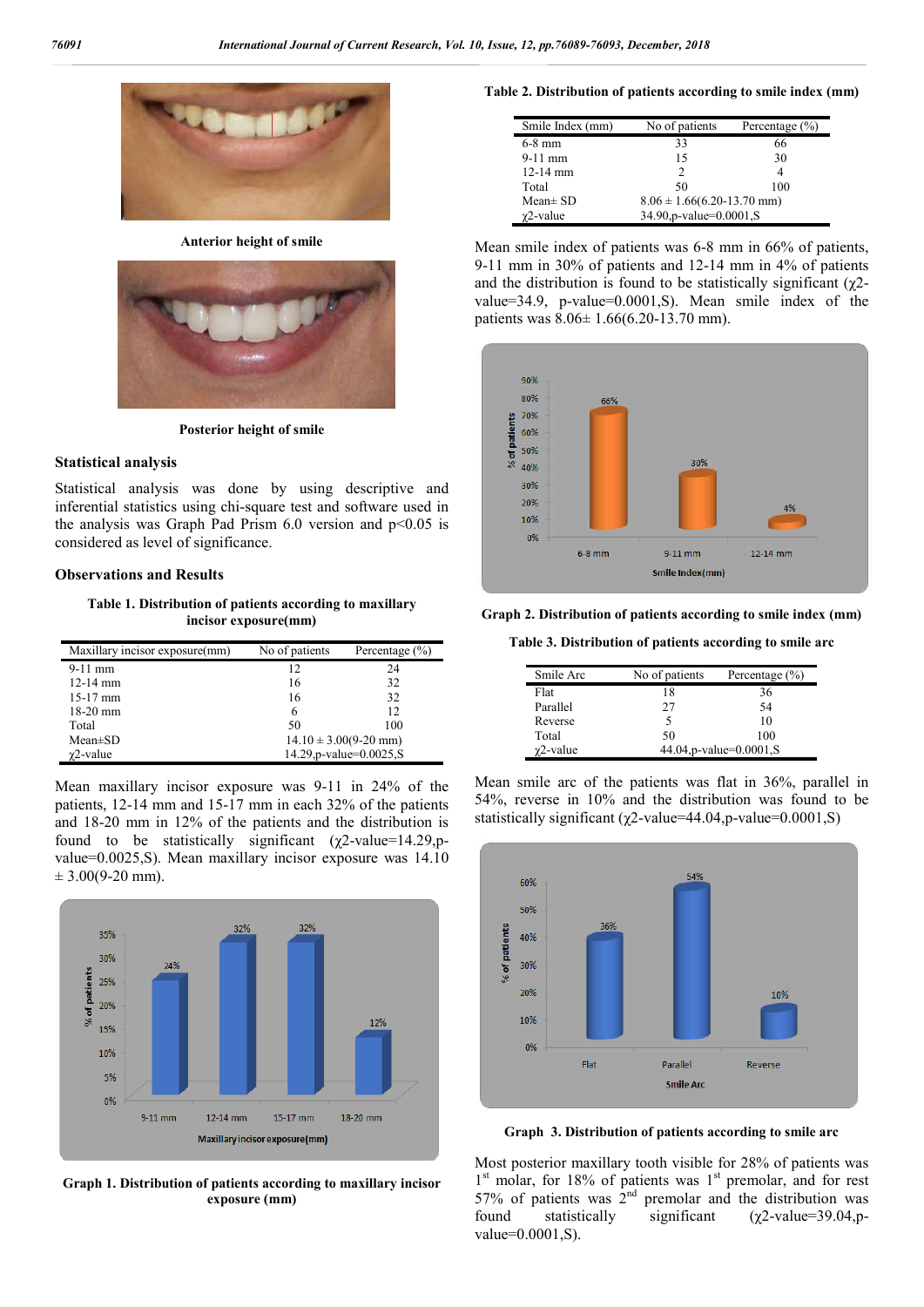Anterior height of smile

Posterior height of smile

### Statistical analysis

Statistical analysis was done by using descriptive and inferential statistics using chi-square test and software used in the analysis was Graph Pad Prism 6.0 version and p<0.05 is considered as level of significance.

### Observations and Results

**Table 1. Distribution of patients according to maxillary incisor exposure(mm)**

| Maxillary incisor exposure(mm) | No of patients | Percentage (%) |
|---|---|---|
| 9-11 mm | 12 | 24 |
| 12-14 mm | 16 | 32 |
| 15-17 mm | 16 | 32 |
| 18-20 mm | 6 | 12 |
| Total | 50 | 100 |
| Mean±SD | 14.10 ± 3.00(9-20 mm) | |
| $\chi$2-value | 14.29,p-value=0.0025,S | |

Mean maxillary incisor exposure was 9-11 in 24% of the patients, 12-14 mm and 15-17 mm in each 32% of the patients and 18-20 mm in 12% of the patients and the distribution is found to be statistically significant ($\chi$2-value=14.29,p-value=0.0025,S). Mean maxillary incisor exposure was 14.10 ± 3.00(9-20 mm).

**Graph 1. Distribution of patients according to maxillary incisor exposure (mm)**

**Table 2. Distribution of patients according to smile index (mm)**

| Smile Index (mm) | No of patients | Percentage (%) |
|---|---|---|
| 6-8 mm | 33 | 66 |
| 9-11 mm | 15 | 30 |
| 12-14 mm | 2 | 4 |
| Total | 50 | 100 |
| Mean± SD | 8.06 ± 1.66(6.20-13.70 mm) | |
| $\chi$2-value | 34.90,p-value=0.0001,S | |

Mean smile index of patients was 6-8 mm in 66% of patients, 9-11 mm in 30% of patients and 12-14 mm in 4% of patients and the distribution is found to be statistically significant ($\chi$2-value=34.9, p-value=0.0001,S). Mean smile index of the patients was 8.06± 1.66(6.20-13.70 mm).

**Graph 2. Distribution of patients according to smile index (mm)**

**Table 3. Distribution of patients according to smile arc**

| Smile Arc | No of patients | Percentage (%) |
|---|---|---|
| Flat | 18 | 36 |
| Parallel | 27 | 54 |
| Reverse | 5 | 10 |
| Total | 50 | 100 |
| $\chi$2-value | 44.04,p-value=0.0001,S | |

Mean smile arc of the patients was flat in 36%, parallel in 54%, reverse in 10% and the distribution was found to be statistically significant ($\chi$2-value=44.04,p-value=0.0001,S)

**Graph 3. Distribution of patients according to smile arc**

Most posterior maxillary tooth visible for 28% of patients was 1st molar, for 18% of patients was 1st premolar, and for rest 57% of patients was 2nd premolar and the distribution was found statistically significant ($\chi$2-value=39.04,p-value=0.0001,S).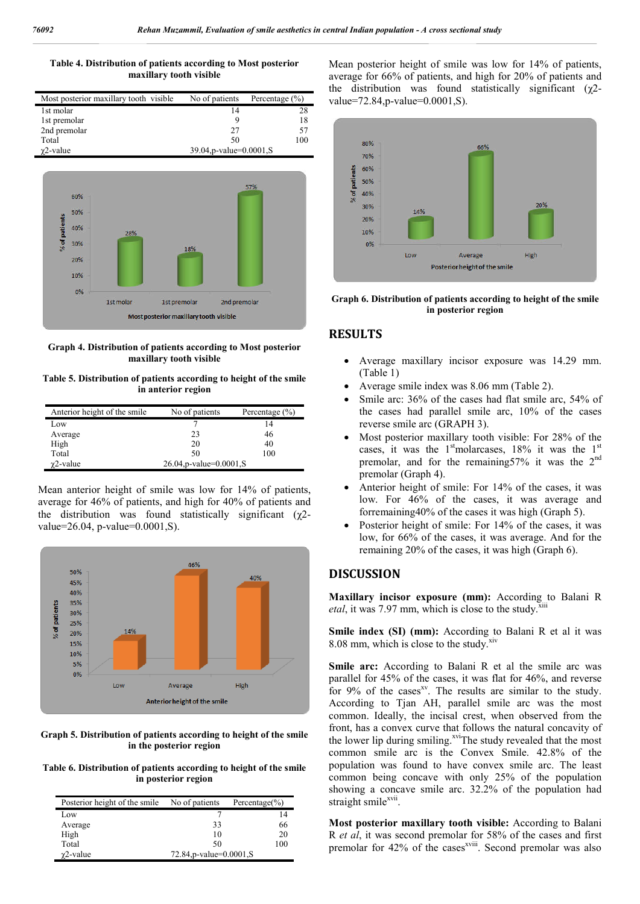**Table 4. Distribution of patients according to Most posterior maxillary tooth visible**

| Most posterior maxillary tooth visible | No of patients | Percentage (%) |
|---|---|---|
| 1st molar | 14 | 28 |
| 1st premolar | 9 | 18 |
| 2nd premolar | 27 | 57 |
| Total | 50 | 100 |
| $\chi$2-value | 39.04,p-value=0.0001,S | |

**Graph 4. Distribution of patients according to Most posterior maxillary tooth visible**

**Table 5. Distribution of patients according to height of the smile in anterior region**

| Anterior height of the smile | No of patients | Percentage (%) |
|---|---|---|
| Low | 7 | 14 |
| Average | 23 | 46 |
| High | 20 | 40 |
| Total | 50 | 100 |
| $\chi$2-value | 26.04,p-value=0.0001,S | |

Mean anterior height of smile was low for 14% of patients, average for 46% of patients, and high for 40% of patients and the distribution was found statistically significant ($\chi$2-value=26.04, p-value=0.0001,S).

**Graph 5. Distribution of patients according to height of the smile in the posterior region**

**Table 6. Distribution of patients according to height of the smile in posterior region**

| Posterior height of the smile | No of patients | Percentage(%) |
|---|---|---|
| Low | 7 | 14 |
| Average | 33 | 66 |
| High | 10 | 20 |
| Total | 50 | 100 |
| $\chi$2-value | 72.84,p-value=0.0001,S | |

Mean posterior height of smile was low for 14% of patients, average for 66% of patients, and high for 20% of patients and the distribution was found statistically significant ($\chi$2-value=72.84,p-value=0.0001,S).

**Graph 6. Distribution of patients according to height of the smile in posterior region**

## RESULTS

- Average maxillary incisor exposure was 14.29 mm. (Table 1)
- Average smile index was 8.06 mm (Table 2).
- Smile arc: 36% of the cases had flat smile arc, 54% of the cases had parallel smile arc, 10% of the cases reverse smile arc (GRAPH 3).
- Most posterior maxillary tooth visible: For 28% of the cases, it was the 1st molarcases, 18% it was the 1st premolar, and for the remaining57% it was the 2nd premolar (Graph 4).
- Anterior height of smile: For 14% of the cases, it was low. For 46% of the cases, it was average and forremaining40% of the cases it was high (Graph 5).
- Posterior height of smile: For 14% of the cases, it was low, for 66% of the cases, it was average. And for the remaining 20% of the cases, it was high (Graph 6).

## DISCUSSION

**Maxillary incisor exposure (mm):** According to Balani R *etal*, it was 7.97 mm, which is close to the study.[xiii]

**Smile index (SI) (mm):** According to Balani R et al it was 8.08 mm, which is close to the study.[xiv]

**Smile arc:** According to Balani R et al the smile arc was parallel for 45% of the cases, it was flat for 46%, and reverse for 9% of the cases[xv]. The results are similar to the study. According to Tjan AH, parallel smile arc was the most common. Ideally, the incisal crest, when observed from the front, has a convex curve that follows the natural concavity of the lower lip during smiling.[xvi]The study revealed that the most common smile arc is the Convex Smile. 42.8% of the population was found to have convex smile arc. The least common being concave with only 25% of the population showing a concave smile arc. 32.2% of the population had straight smile[xvii].

**Most posterior maxillary tooth visible:** According to Balani R *et al*, it was second premolar for 58% of the cases and first premolar for 42% of the cases[xviii]. Second premolar was also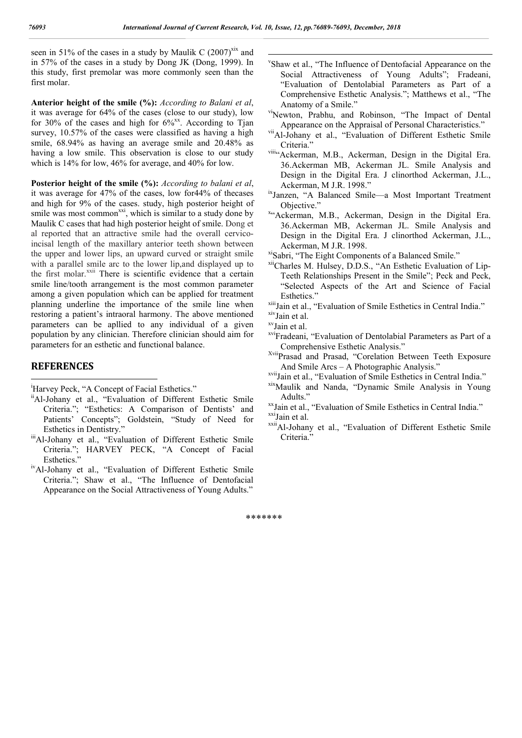seen in 51% of the cases in a study by Maulik C (2007)[xix] and in 57% of the cases in a study by Dong JK (Dong, 1999). In this study, first premolar was more commonly seen than the first molar.

**Anterior height of the smile (%):** *According to Balani et al*, it was average for 64% of the cases (close to our study), low for 30% of the cases and high for 6%[xx]. According to Tjan survey, 10.57% of the cases were classified as having a high smile, 68.94% as having an average smile and 20.48% as having a low smile. This observation is close to our study which is 14% for low, 46% for average, and 40% for low.

**Posterior height of the smile (%):** *According to balani et al*, it was average for 47% of the cases, low for44% of thecases and high for 9% of the cases. study, high posterior height of smile was most common[xxi], which is similar to a study done by Maulik C cases that had high posterior height of smile. Dong et al reported that an attractive smile had the overall cervico-incisal length of the maxillary anterior teeth shown between the upper and lower lips, an upward curved or straight smile with a parallel smile arc to the lower lip,and displayed up to the first molar.[xxii] There is scientific evidence that a certain smile line/tooth arrangement is the most common parameter among a given population which can be applied for treatment planning underline the importance of the smile line when restoring a patient's intraoral harmony. The above mentioned parameters can be apllied to any individual of a given population by any clinician. Therefore clinician should aim for parameters for an esthetic and functional balance.

## REFERENCES

[i] Harvey Peck, "A Concept of Facial Esthetics."

[ii] Al-Johany et al., "Evaluation of Different Esthetic Smile Criteria."; "Esthetics: A Comparison of Dentists' and Patients' Concepts"; Goldstein, "Study of Need for Esthetics in Dentistry."

[iii] Al-Johany et al., "Evaluation of Different Esthetic Smile Criteria."; HARVEY PECK, "A Concept of Facial Esthetics."

[iv] Al-Johany et al., "Evaluation of Different Esthetic Smile Criteria."; Shaw et al., "The Influence of Dentofacial Appearance on the Social Attractiveness of Young Adults."

[v] Shaw et al., "The Influence of Dentofacial Appearance on the Social Attractiveness of Young Adults"; Fradeani, "Evaluation of Dentolabial Parameters as Part of a Comprehensive Esthetic Analysis."; Matthews et al., "The Anatomy of a Smile."

[vi] Newton, Prabhu, and Robinson, "The Impact of Dental Appearance on the Appraisal of Personal Characteristics."

[vii] Al-Johany et al., "Evaluation of Different Esthetic Smile Criteria."

[viii] "Ackerman, M.B., Ackerman, Design in the Digital Era. 36.Ackerman MB, Ackerman JL. Smile Analysis and Design in the Digital Era. J clinorthod Ackerman, J.L., Ackerman, M J.R. 1998."

[ix] Janzen, "A Balanced Smile—a Most Important Treatment Objective."

[x] "Ackerman, M.B., Ackerman, Design in the Digital Era. 36.Ackerman MB, Ackerman JL. Smile Analysis and Design in the Digital Era. J clinorthod Ackerman, J.L., Ackerman, M J.R. 1998.

[xi] Sabri, "The Eight Components of a Balanced Smile."

[xii] Charles M. Hulsey, D.D.S., "An Esthetic Evaluation of Lip-Teeth Relationships Present in the Smile"; Peck and Peck, "Selected Aspects of the Art and Science of Facial Esthetics."

[xiii] Jain et al., "Evaluation of Smile Esthetics in Central India."

[xiv] Jain et al.

[xv] Jain et al.

[xvi] Fradeani, "Evaluation of Dentolabial Parameters as Part of a Comprehensive Esthetic Analysis."

[Xvii] Prasad and Prasad, "Corelation Between Teeth Exposure And Smile Arcs – A Photographic Analysis."

[xviii] Jain et al., "Evaluation of Smile Esthetics in Central India."

[xix] Maulik and Nanda, "Dynamic Smile Analysis in Young Adults."

[xx] Jain et al., "Evaluation of Smile Esthetics in Central India."

[xxi] Jain et al.

[xxii] Al-Johany et al., "Evaluation of Different Esthetic Smile Criteria."

\*\*\*\*\*\*\*